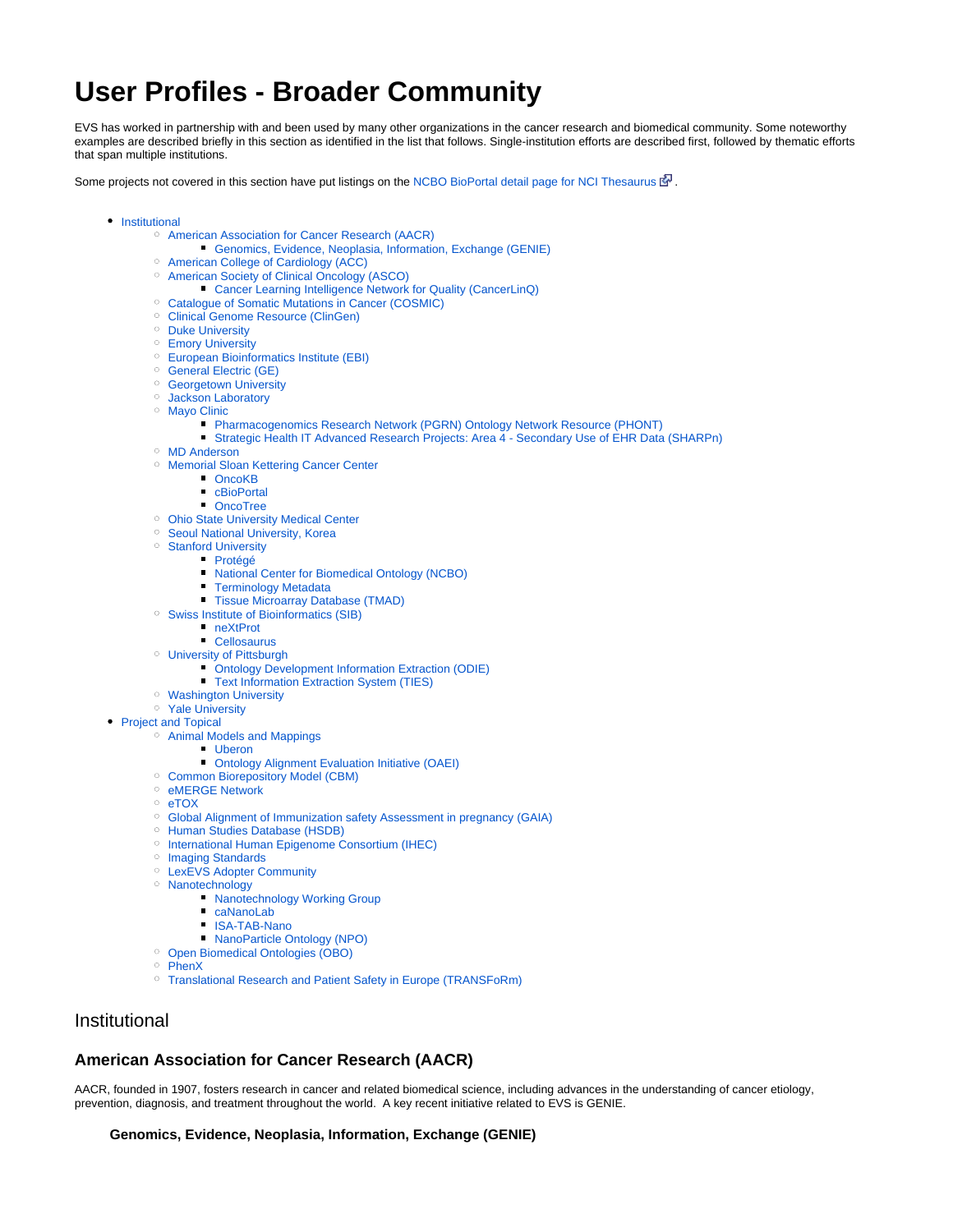# User Profiles - Broader Community

EVS has worked in partnership with and been used by many other organizations in the cancer research and biomedical community. Some noteworthy examples are described briefly in this section as identified in the list that follows. Single-institution efforts are described first, followed by thematic efforts that span multiple institutions.

Some projects not covered in this section have put listings on the NCBO BioPortal detail page for NCI Thesaurus.

- Institutional
  - American Association for Cancer Research (AACR)
    - Genomics, Evidence, Neoplasia, Information, Exchange (GENIE)
  - American College of Cardiology (ACC)
  - American Society of Clinical Oncology (ASCO)
    - Cancer Learning Intelligence Network for Quality (CancerLinQ)
  - Catalogue of Somatic Mutations in Cancer (COSMIC)
  - Clinical Genome Resource (ClinGen)
  - Duke University
  - Emory University
  - European Bioinformatics Institute (EBI)
  - General Electric (GE)
  - Georgetown University
  - Jackson Laboratory
  - Mayo Clinic
    - Pharmacogenomics Research Network (PGRN) Ontology Network Resource (PHONT)
    - Strategic Health IT Advanced Research Projects: Area 4 - Secondary Use of EHR Data (SHARPn)
  - MD Anderson
  - Memorial Sloan Kettering Cancer Center
    - OncoKB
    - cBioPortal
    - OncoTree
  - Ohio State University Medical Center
  - Seoul National University, Korea
  - Stanford University
    - Protégé
    - National Center for Biomedical Ontology (NCBO)
    - Terminology Metadata
    - Tissue Microarray Database (TMAD)
  - Swiss Institute of Bioinformatics (SIB)
    - neXtProt
    - Cellosaurus
  - University of Pittsburgh
    - Ontology Development Information Extraction (ODIE)
    - Text Information Extraction System (TIES)
  - Washington University
  - Yale University
- Project and Topical
  - Animal Models and Mappings
    - Uberon
    - Ontology Alignment Evaluation Initiative (OAEI)
  - Common Biorepository Model (CBM)
  - eMERGE Network
  - eTOX
  - Global Alignment of Immunization safety Assessment in pregnancy (GAIA)
  - Human Studies Database (HSDB)
  - International Human Epigenome Consortium (IHEC)
  - Imaging Standards
  - LexEVS Adopter Community
  - Nanotechnology
    - Nanotechnology Working Group
    - caNanoLab
    - ISA-TAB-Nano
    - NanoParticle Ontology (NPO)
  - Open Biomedical Ontologies (OBO)
  - PhenX
  - Translational Research and Patient Safety in Europe (TRANSFoRm)

## Institutional

### American Association for Cancer Research (AACR)

AACR, founded in 1907, fosters research in cancer and related biomedical science, including advances in the understanding of cancer etiology, prevention, diagnosis, and treatment throughout the world. A key recent initiative related to EVS is GENIE.

#### Genomics, Evidence, Neoplasia, Information, Exchange (GENIE)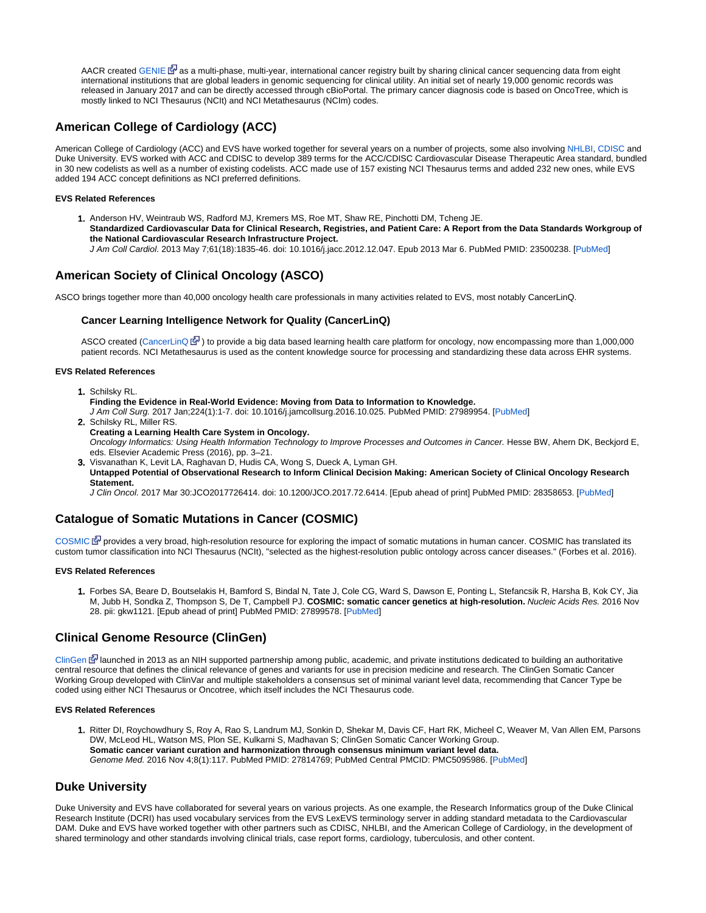AACR created GENIE as a multi-phase, multi-year, international cancer registry built by sharing clinical cancer sequencing data from eight international institutions that are global leaders in genomic sequencing for clinical utility. An initial set of nearly 19,000 genomic records was released in January 2017 and can be directly accessed through cBioPortal. The primary cancer diagnosis code is based on OncoTree, which is mostly linked to NCI Thesaurus (NCIt) and NCI Metathesaurus (NCIm) codes.

## American College of Cardiology (ACC)

American College of Cardiology (ACC) and EVS have worked together for several years on a number of projects, some also involving NHLBI, CDISC and Duke University. EVS worked with ACC and CDISC to develop 389 terms for the ACC/CDISC Cardiovascular Disease Therapeutic Area standard, bundled in 30 new codelists as well as a number of existing codelists. ACC made use of 157 existing NCI Thesaurus terms and added 232 new ones, while EVS added 194 ACC concept definitions as NCI preferred definitions.

#### EVS Related References

1. Anderson HV, Weintraub WS, Radford MJ, Kremers MS, Roe MT, Shaw RE, Pinchotti DM, Tcheng JE.
   **Standardized Cardiovascular Data for Clinical Research, Registries, and Patient Care: A Report from the Data Standards Workgroup of the National Cardiovascular Research Infrastructure Project.**
   *J Am Coll Cardiol.* 2013 May 7;61(18):1835-46. doi: 10.1016/j.jacc.2012.12.047. Epub 2013 Mar 6. PubMed PMID: 23500238. [PubMed]

## American Society of Clinical Oncology (ASCO)

ASCO brings together more than 40,000 oncology health care professionals in many activities related to EVS, most notably CancerLinQ.

### Cancer Learning Intelligence Network for Quality (CancerLinQ)

ASCO created (CancerLinQ) to provide a big data based learning health care platform for oncology, now encompassing more than 1,000,000 patient records. NCI Metathesaurus is used as the content knowledge source for processing and standardizing these data across EHR systems.

#### EVS Related References

1. Schilsky RL.
   **Finding the Evidence in Real-World Evidence: Moving from Data to Information to Knowledge.**
   *J Am Coll Surg.* 2017 Jan;224(1):1-7. doi: 10.1016/j.jamcollsurg.2016.10.025. PubMed PMID: 27989954. [PubMed]
2. Schilsky RL, Miller RS.
   **Creating a Learning Health Care System in Oncology.**
   *Oncology Informatics: Using Health Information Technology to Improve Processes and Outcomes in Cancer.* Hesse BW, Ahern DK, Beckjord E, eds. Elsevier Academic Press (2016), pp. 3–21.
3. Visvanathan K, Levit LA, Raghavan D, Hudis CA, Wong S, Dueck A, Lyman GH.
   **Untapped Potential of Observational Research to Inform Clinical Decision Making: American Society of Clinical Oncology Research Statement.**
   *J Clin Oncol.* 2017 Mar 30:JCO2017726414. doi: 10.1200/JCO.2017.72.6414. [Epub ahead of print] PubMed PMID: 28358653. [PubMed]

## Catalogue of Somatic Mutations in Cancer (COSMIC)

COSMIC provides a very broad, high-resolution resource for exploring the impact of somatic mutations in human cancer. COSMIC has translated its custom tumor classification into NCI Thesaurus (NCIt), "selected as the highest-resolution public ontology across cancer diseases." (Forbes et al. 2016).

#### EVS Related References

1. Forbes SA, Beare D, Boutselakis H, Bamford S, Bindal N, Tate J, Cole CG, Ward S, Dawson E, Ponting L, Stefancsik R, Harsha B, Kok CY, Jia M, Jubb H, Sondka Z, Thompson S, De T, Campbell PJ. **COSMIC: somatic cancer genetics at high-resolution.** *Nucleic Acids Res.* 2016 Nov 28. pii: gkw1121. [Epub ahead of print] PubMed PMID: 27899578. [PubMed]

## Clinical Genome Resource (ClinGen)

ClinGen launched in 2013 as an NIH supported partnership among public, academic, and private institutions dedicated to building an authoritative central resource that defines the clinical relevance of genes and variants for use in precision medicine and research. The ClinGen Somatic Cancer Working Group developed with ClinVar and multiple stakeholders a consensus set of minimal variant level data, recommending that Cancer Type be coded using either NCI Thesaurus or Oncotree, which itself includes the NCI Thesaurus code.

#### EVS Related References

1. Ritter DI, Roychowdhury S, Roy A, Rao S, Landrum MJ, Sonkin D, Shekar M, Davis CF, Hart RK, Micheel C, Weaver M, Van Allen EM, Parsons DW, McLeod HL, Watson MS, Plon SE, Kulkarni S, Madhavan S; ClinGen Somatic Cancer Working Group.
   **Somatic cancer variant curation and harmonization through consensus minimum variant level data.**
   *Genome Med.* 2016 Nov 4;8(1):117. PubMed PMID: 27814769; PubMed Central PMCID: PMC5095986. [PubMed]

## Duke University

Duke University and EVS have collaborated for several years on various projects. As one example, the Research Informatics group of the Duke Clinical Research Institute (DCRI) has used vocabulary services from the EVS LexEVS terminology server in adding standard metadata to the Cardiovascular DAM. Duke and EVS have worked together with other partners such as CDISC, NHLBI, and the American College of Cardiology, in the development of shared terminology and other standards involving clinical trials, case report forms, cardiology, tuberculosis, and other content.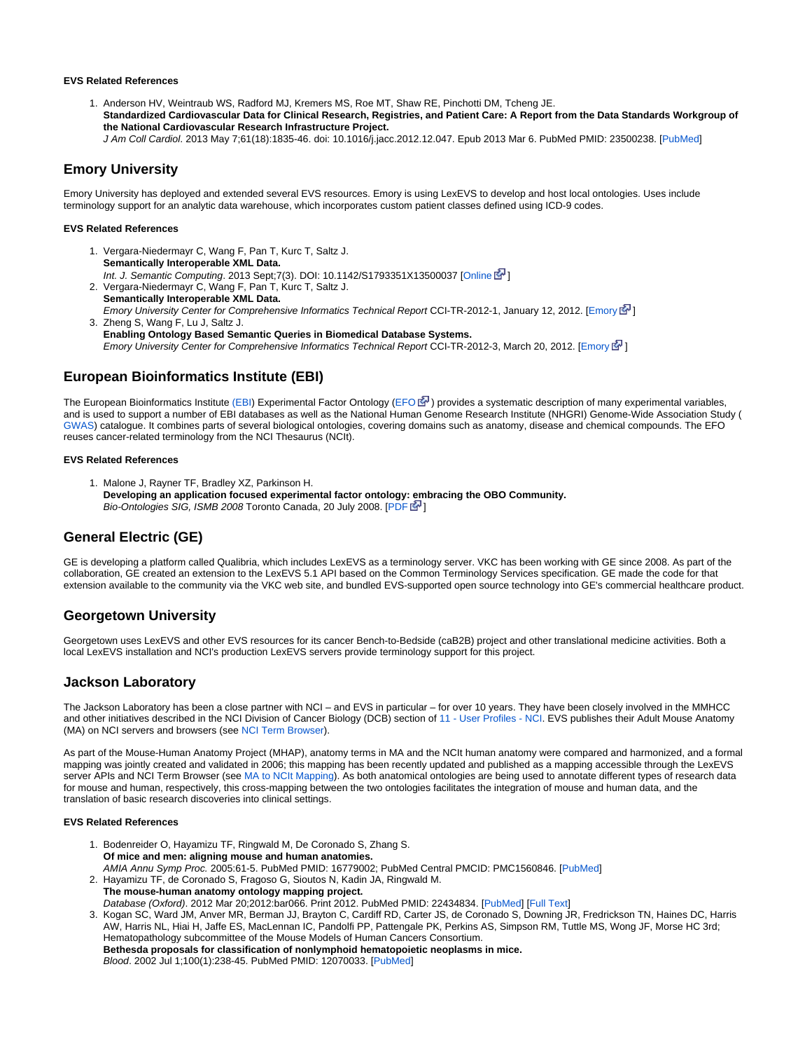#### EVS Related References

1. Anderson HV, Weintraub WS, Radford MJ, Kremers MS, Roe MT, Shaw RE, Pinchotti DM, Tcheng JE.
**Standardized Cardiovascular Data for Clinical Research, Registries, and Patient Care: A Report from the Data Standards Workgroup of the National Cardiovascular Research Infrastructure Project.**
*J Am Coll Cardiol*. 2013 May 7;61(18):1835-46. doi: 10.1016/j.jacc.2012.12.047. Epub 2013 Mar 6. PubMed PMID: 23500238. [PubMed]

## Emory University

Emory University has deployed and extended several EVS resources. Emory is using LexEVS to develop and host local ontologies. Uses include terminology support for an analytic data warehouse, which incorporates custom patient classes defined using ICD-9 codes.

#### EVS Related References

1. Vergara-Niedermayr C, Wang F, Pan T, Kurc T, Saltz J.
**Semantically Interoperable XML Data.**
*Int. J. Semantic Computing*. 2013 Sept;7(3). DOI: 10.1142/S1793351X13500037 [Online]
2. Vergara-Niedermayr C, Wang F, Pan T, Kurc T, Saltz J.
**Semantically Interoperable XML Data.**
*Emory University Center for Comprehensive Informatics Technical Report* CCI-TR-2012-1, January 12, 2012. [Emory]
3. Zheng S, Wang F, Lu J, Saltz J.
**Enabling Ontology Based Semantic Queries in Biomedical Database Systems.**
*Emory University Center for Comprehensive Informatics Technical Report* CCI-TR-2012-3, March 20, 2012. [Emory]

## European Bioinformatics Institute (EBI)

The European Bioinformatics Institute (EBI) Experimental Factor Ontology (EFO) provides a systematic description of many experimental variables, and is used to support a number of EBI databases as well as the National Human Genome Research Institute (NHGRI) Genome-Wide Association Study (GWAS) catalogue. It combines parts of several biological ontologies, covering domains such as anatomy, disease and chemical compounds. The EFO reuses cancer-related terminology from the NCI Thesaurus (NCIt).

#### EVS Related References

1. Malone J, Rayner TF, Bradley XZ, Parkinson H.
**Developing an application focused experimental factor ontology: embracing the OBO Community.**
*Bio-Ontologies SIG, ISMB 2008* Toronto Canada, 20 July 2008. [PDF]

## General Electric (GE)

GE is developing a platform called Qualibria, which includes LexEVS as a terminology server. VKC has been working with GE since 2008. As part of the collaboration, GE created an extension to the LexEVS 5.1 API based on the Common Terminology Services specification. GE made the code for that extension available to the community via the VKC web site, and bundled EVS-supported open source technology into GE's commercial healthcare product.

## Georgetown University

Georgetown uses LexEVS and other EVS resources for its cancer Bench-to-Bedside (caB2B) project and other translational medicine activities. Both a local LexEVS installation and NCI's production LexEVS servers provide terminology support for this project.

## Jackson Laboratory

The Jackson Laboratory has been a close partner with NCI – and EVS in particular – for over 10 years. They have been closely involved in the MMHCC and other initiatives described in the NCI Division of Cancer Biology (DCB) section of 11 - User Profiles - NCI. EVS publishes their Adult Mouse Anatomy (MA) on NCI servers and browsers (see NCI Term Browser).

As part of the Mouse-Human Anatomy Project (MHAP), anatomy terms in MA and the NCIt human anatomy were compared and harmonized, and a formal mapping was jointly created and validated in 2006; this mapping has been recently updated and published as a mapping accessible through the LexEVS server APIs and NCI Term Browser (see MA to NCIt Mapping). As both anatomical ontologies are being used to annotate different types of research data for mouse and human, respectively, this cross-mapping between the two ontologies facilitates the integration of mouse and human data, and the translation of basic research discoveries into clinical settings.

#### EVS Related References

1. Bodenreider O, Hayamizu TF, Ringwald M, De Coronado S, Zhang S.
**Of mice and men: aligning mouse and human anatomies.**
*AMIA Annu Symp Proc.* 2005:61-5. PubMed PMID: 16779002; PubMed Central PMCID: PMC1560846. [PubMed]
2. Hayamizu TF, de Coronado S, Fragoso G, Sioutos N, Kadin JA, Ringwald M.
**The mouse-human anatomy ontology mapping project.**
*Database (Oxford)*. 2012 Mar 20;2012:bar066. Print 2012. PubMed PMID: 22434834. [PubMed] [Full Text]
3. Kogan SC, Ward JM, Anver MR, Berman JJ, Brayton C, Cardiff RD, Carter JS, de Coronado S, Downing JR, Fredrickson TN, Haines DC, Harris AW, Harris NL, Hiai H, Jaffe ES, MacLennan IC, Pandolfi PP, Pattengale PK, Perkins AS, Simpson RM, Tuttle MS, Wong JF, Morse HC 3rd; Hematopathology subcommittee of the Mouse Models of Human Cancers Consortium.
**Bethesda proposals for classification of nonlymphoid hematopoietic neoplasms in mice.**
*Blood*. 2002 Jul 1;100(1):238-45. PubMed PMID: 12070033. [PubMed]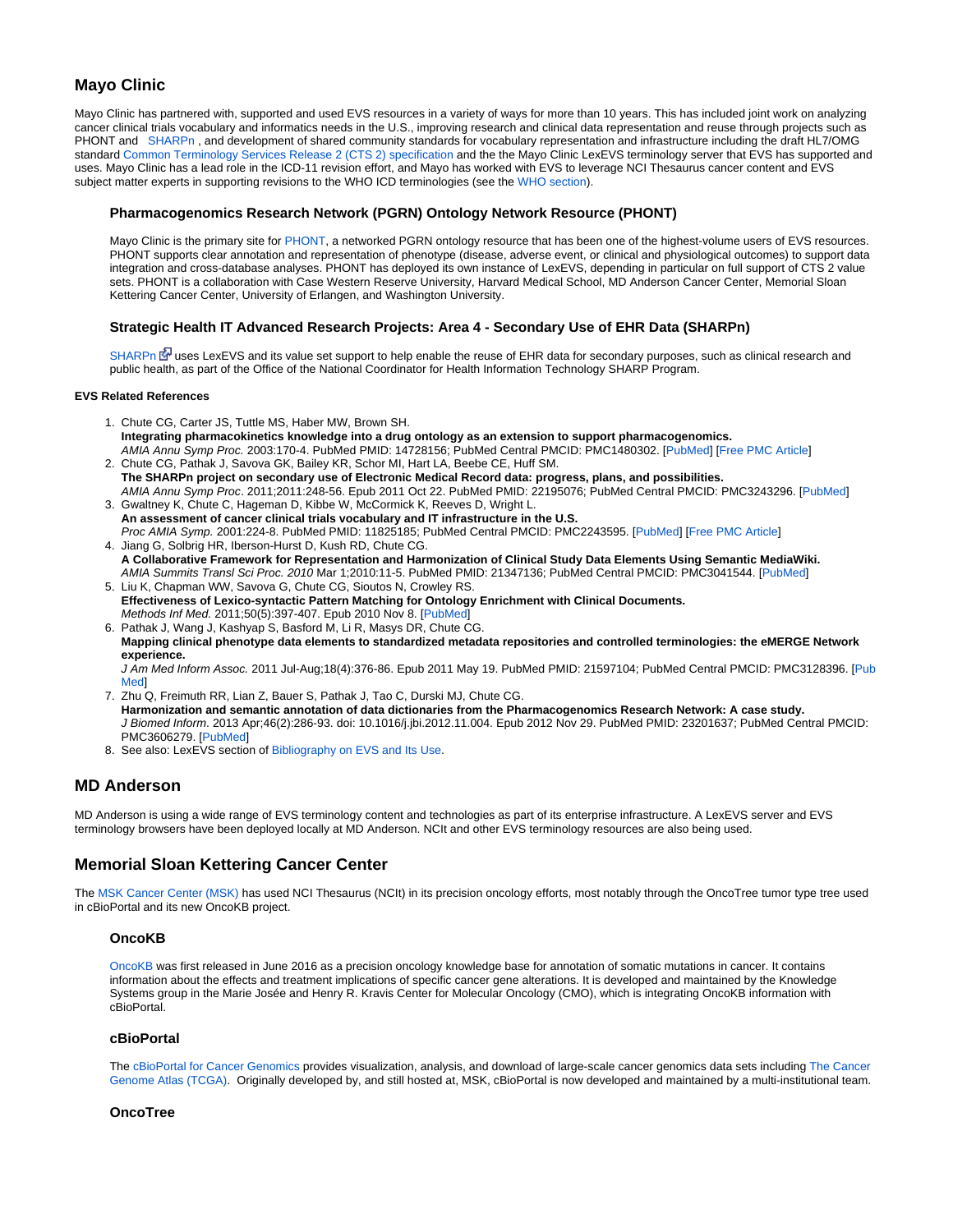## Mayo Clinic

Mayo Clinic has partnered with, supported and used EVS resources in a variety of ways for more than 10 years. This has included joint work on analyzing cancer clinical trials vocabulary and informatics needs in the U.S., improving research and clinical data representation and reuse through projects such as PHONT and SHARPn , and development of shared community standards for vocabulary representation and infrastructure including the draft HL7/OMG standard Common Terminology Services Release 2 (CTS 2) specification and the the Mayo Clinic LexEVS terminology server that EVS has supported and uses. Mayo Clinic has a lead role in the ICD-11 revision effort, and Mayo has worked with EVS to leverage NCI Thesaurus cancer content and EVS subject matter experts in supporting revisions to the WHO ICD terminologies (see the WHO section).

### Pharmacogenomics Research Network (PGRN) Ontology Network Resource (PHONT)

Mayo Clinic is the primary site for PHONT, a networked PGRN ontology resource that has been one of the highest-volume users of EVS resources. PHONT supports clear annotation and representation of phenotype (disease, adverse event, or clinical and physiological outcomes) to support data integration and cross-database analyses. PHONT has deployed its own instance of LexEVS, depending in particular on full support of CTS 2 value sets. PHONT is a collaboration with Case Western Reserve University, Harvard Medical School, MD Anderson Cancer Center, Memorial Sloan Kettering Cancer Center, University of Erlangen, and Washington University.

### Strategic Health IT Advanced Research Projects: Area 4 - Secondary Use of EHR Data (SHARPn)

SHARPn uses LexEVS and its value set support to help enable the reuse of EHR data for secondary purposes, such as clinical research and public health, as part of the Office of the National Coordinator for Health Information Technology SHARP Program.

#### EVS Related References

1. Chute CG, Carter JS, Tuttle MS, Haber MW, Brown SH.
   **Integrating pharmacokinetics knowledge into a drug ontology as an extension to support pharmacogenomics.**
   *AMIA Annu Symp Proc.* 2003:170-4. PubMed PMID: 14728156; PubMed Central PMCID: PMC1480302. [PubMed] [Free PMC Article]
2. Chute CG, Pathak J, Savova GK, Bailey KR, Schor MI, Hart LA, Beebe CE, Huff SM.
   **The SHARPn project on secondary use of Electronic Medical Record data: progress, plans, and possibilities.**
   *AMIA Annu Symp Proc*. 2011;2011:248-56. Epub 2011 Oct 22. PubMed PMID: 22195076; PubMed Central PMCID: PMC3243296. [PubMed]
3. Gwaltney K, Chute C, Hageman D, Kibbe W, McCormick K, Reeves D, Wright L.
   **An assessment of cancer clinical trials vocabulary and IT infrastructure in the U.S.**
   *Proc AMIA Symp.* 2001:224-8. PubMed PMID: 11825185; PubMed Central PMCID: PMC2243595. [PubMed] [Free PMC Article]
4. Jiang G, Solbrig HR, Iberson-Hurst D, Kush RD, Chute CG.
   **A Collaborative Framework for Representation and Harmonization of Clinical Study Data Elements Using Semantic MediaWiki.**
   *AMIA Summits Transl Sci Proc. 2010* Mar 1;2010:11-5. PubMed PMID: 21347136; PubMed Central PMCID: PMC3041544. [PubMed]
5. Liu K, Chapman WW, Savova G, Chute CG, Sioutos N, Crowley RS.
   **Effectiveness of Lexico-syntactic Pattern Matching for Ontology Enrichment with Clinical Documents.**
   *Methods Inf Med.* 2011;50(5):397-407. Epub 2010 Nov 8. [PubMed]
6. Pathak J, Wang J, Kashyap S, Basford M, Li R, Masys DR, Chute CG.
   **Mapping clinical phenotype data elements to standardized metadata repositories and controlled terminologies: the eMERGE Network experience.**
   *J Am Med Inform Assoc.* 2011 Jul-Aug;18(4):376-86. Epub 2011 May 19. PubMed PMID: 21597104; PubMed Central PMCID: PMC3128396. [PubMed]
7. Zhu Q, Freimuth RR, Lian Z, Bauer S, Pathak J, Tao C, Durski MJ, Chute CG.
   **Harmonization and semantic annotation of data dictionaries from the Pharmacogenomics Research Network: A case study.**
   *J Biomed Inform*. 2013 Apr;46(2):286-93. doi: 10.1016/j.jbi.2012.11.004. Epub 2012 Nov 29. PubMed PMID: 23201637; PubMed Central PMCID: PMC3606279. [PubMed]
8. See also: LexEVS section of Bibliography on EVS and Its Use.

## MD Anderson

MD Anderson is using a wide range of EVS terminology content and technologies as part of its enterprise infrastructure. A LexEVS server and EVS terminology browsers have been deployed locally at MD Anderson. NCIt and other EVS terminology resources are also being used.

## Memorial Sloan Kettering Cancer Center

The MSK Cancer Center (MSK) has used NCI Thesaurus (NCIt) in its precision oncology efforts, most notably through the OncoTree tumor type tree used in cBioPortal and its new OncoKB project.

### OncoKB

OncoKB was first released in June 2016 as a precision oncology knowledge base for annotation of somatic mutations in cancer. It contains information about the effects and treatment implications of specific cancer gene alterations. It is developed and maintained by the Knowledge Systems group in the Marie Josée and Henry R. Kravis Center for Molecular Oncology (CMO), which is integrating OncoKB information with cBioPortal.

### cBioPortal

The cBioPortal for Cancer Genomics provides visualization, analysis, and download of large-scale cancer genomics data sets including The Cancer Genome Atlas (TCGA). Originally developed by, and still hosted at, MSK, cBioPortal is now developed and maintained by a multi-institutional team.

### OncoTree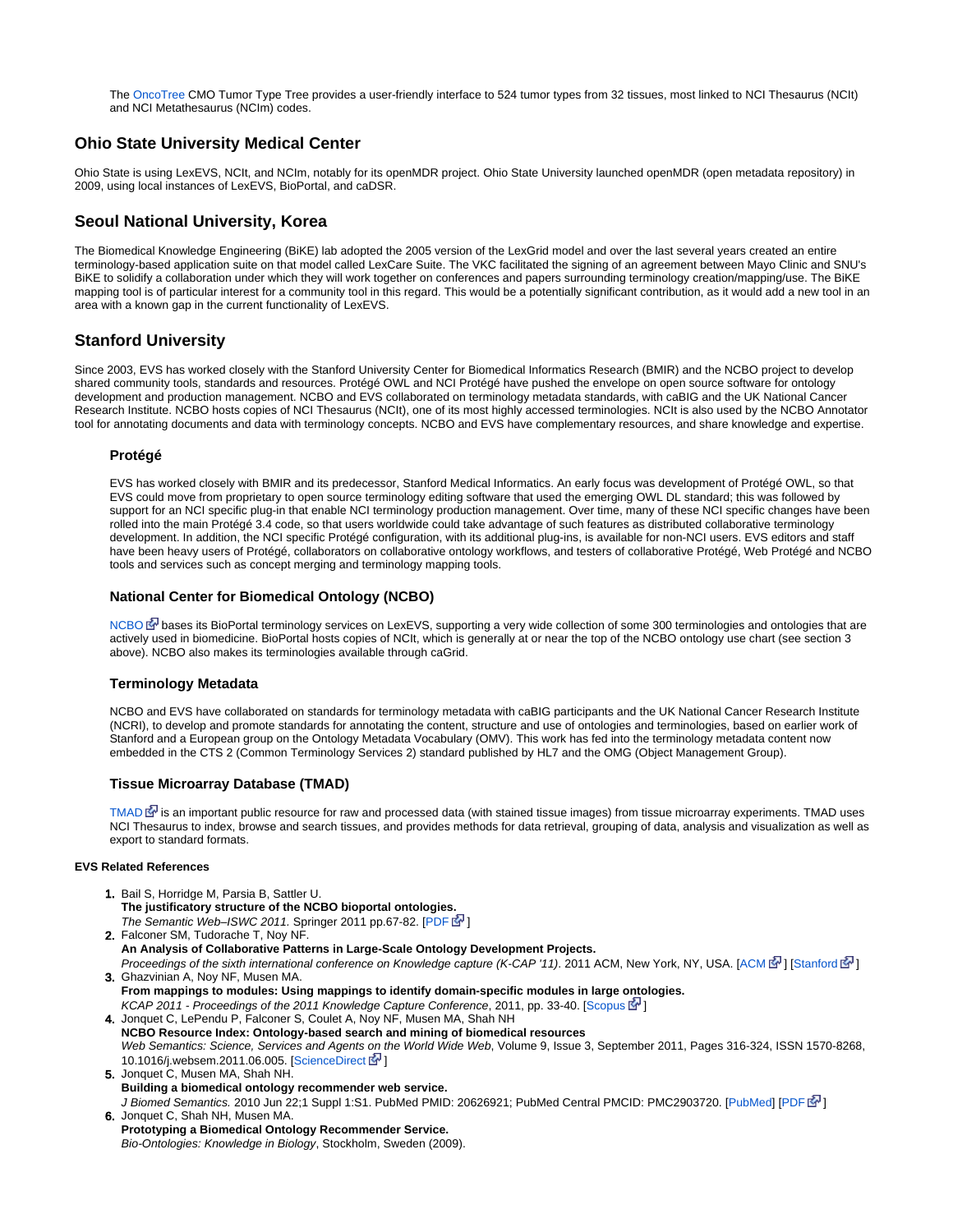The OncoTree CMO Tumor Type Tree provides a user-friendly interface to 524 tumor types from 32 tissues, most linked to NCI Thesaurus (NCIt) and NCI Metathesaurus (NCIm) codes.

## Ohio State University Medical Center

Ohio State is using LexEVS, NCIt, and NCIm, notably for its openMDR project. Ohio State University launched openMDR (open metadata repository) in 2009, using local instances of LexEVS, BioPortal, and caDSR.

## Seoul National University, Korea

The Biomedical Knowledge Engineering (BiKE) lab adopted the 2005 version of the LexGrid model and over the last several years created an entire terminology-based application suite on that model called LexCare Suite. The VKC facilitated the signing of an agreement between Mayo Clinic and SNU's BiKE to solidify a collaboration under which they will work together on conferences and papers surrounding terminology creation/mapping/use. The BiKE mapping tool is of particular interest for a community tool in this regard. This would be a potentially significant contribution, as it would add a new tool in an area with a known gap in the current functionality of LexEVS.

## Stanford University

Since 2003, EVS has worked closely with the Stanford University Center for Biomedical Informatics Research (BMIR) and the NCBO project to develop shared community tools, standards and resources. Protégé OWL and NCI Protégé have pushed the envelope on open source software for ontology development and production management. NCBO and EVS collaborated on terminology metadata standards, with caBIG and the UK National Cancer Research Institute. NCBO hosts copies of NCI Thesaurus (NCIt), one of its most highly accessed terminologies. NCIt is also used by the NCBO Annotator tool for annotating documents and data with terminology concepts. NCBO and EVS have complementary resources, and share knowledge and expertise.

### Protégé

EVS has worked closely with BMIR and its predecessor, Stanford Medical Informatics. An early focus was development of Protégé OWL, so that EVS could move from proprietary to open source terminology editing software that used the emerging OWL DL standard; this was followed by support for an NCI specific plug-in that enable NCI terminology production management. Over time, many of these NCI specific changes have been rolled into the main Protégé 3.4 code, so that users worldwide could take advantage of such features as distributed collaborative terminology development. In addition, the NCI specific Protégé configuration, with its additional plug-ins, is available for non-NCI users. EVS editors and staff have been heavy users of Protégé, collaborators on collaborative ontology workflows, and testers of collaborative Protégé, Web Protégé and NCBO tools and services such as concept merging and terminology mapping tools.

### National Center for Biomedical Ontology (NCBO)

NCBO bases its BioPortal terminology services on LexEVS, supporting a very wide collection of some 300 terminologies and ontologies that are actively used in biomedicine. BioPortal hosts copies of NCIt, which is generally at or near the top of the NCBO ontology use chart (see section 3 above). NCBO also makes its terminologies available through caGrid.

### Terminology Metadata

NCBO and EVS have collaborated on standards for terminology metadata with caBIG participants and the UK National Cancer Research Institute (NCRI), to develop and promote standards for annotating the content, structure and use of ontologies and terminologies, based on earlier work of Stanford and a European group on the Ontology Metadata Vocabulary (OMV). This work has fed into the terminology metadata content now embedded in the CTS 2 (Common Terminology Services 2) standard published by HL7 and the OMG (Object Management Group).

### Tissue Microarray Database (TMAD)

TMAD is an important public resource for raw and processed data (with stained tissue images) from tissue microarray experiments. TMAD uses NCI Thesaurus to index, browse and search tissues, and provides methods for data retrieval, grouping of data, analysis and visualization as well as export to standard formats.

#### EVS Related References

1. Bail S, Horridge M, Parsia B, Sattler U.
   **The justificatory structure of the NCBO bioportal ontologies.**
   *The Semantic Web–ISWC 2011.* Springer 2011 pp.67-82. [PDF]
2. Falconer SM, Tudorache T, Noy NF.
   **An Analysis of Collaborative Patterns in Large-Scale Ontology Development Projects.**
   *Proceedings of the sixth international conference on Knowledge capture (K-CAP '11)*. 2011 ACM, New York, NY, USA. [ACM] [Stanford]
3. Ghazvinian A, Noy NF, Musen MA.
   **From mappings to modules: Using mappings to identify domain-specific modules in large ontologies.**
   *KCAP 2011 - Proceedings of the 2011 Knowledge Capture Conference*, 2011, pp. 33-40. [Scopus]
4. Jonquet C, LePendu P, Falconer S, Coulet A, Noy NF, Musen MA, Shah NH
   **NCBO Resource Index: Ontology-based search and mining of biomedical resources**
   *Web Semantics: Science, Services and Agents on the World Wide Web*, Volume 9, Issue 3, September 2011, Pages 316-324, ISSN 1570-8268, 10.1016/j.websem.2011.06.005. [ScienceDirect]
5. Jonquet C, Musen MA, Shah NH.
   **Building a biomedical ontology recommender web service.**
   *J Biomed Semantics.* 2010 Jun 22;1 Suppl 1:S1. PubMed PMID: 20626921; PubMed Central PMCID: PMC2903720. [PubMed] [PDF]
6. Jonquet C, Shah NH, Musen MA.
   **Prototyping a Biomedical Ontology Recommender Service.**
   *Bio-Ontologies: Knowledge in Biology*, Stockholm, Sweden (2009).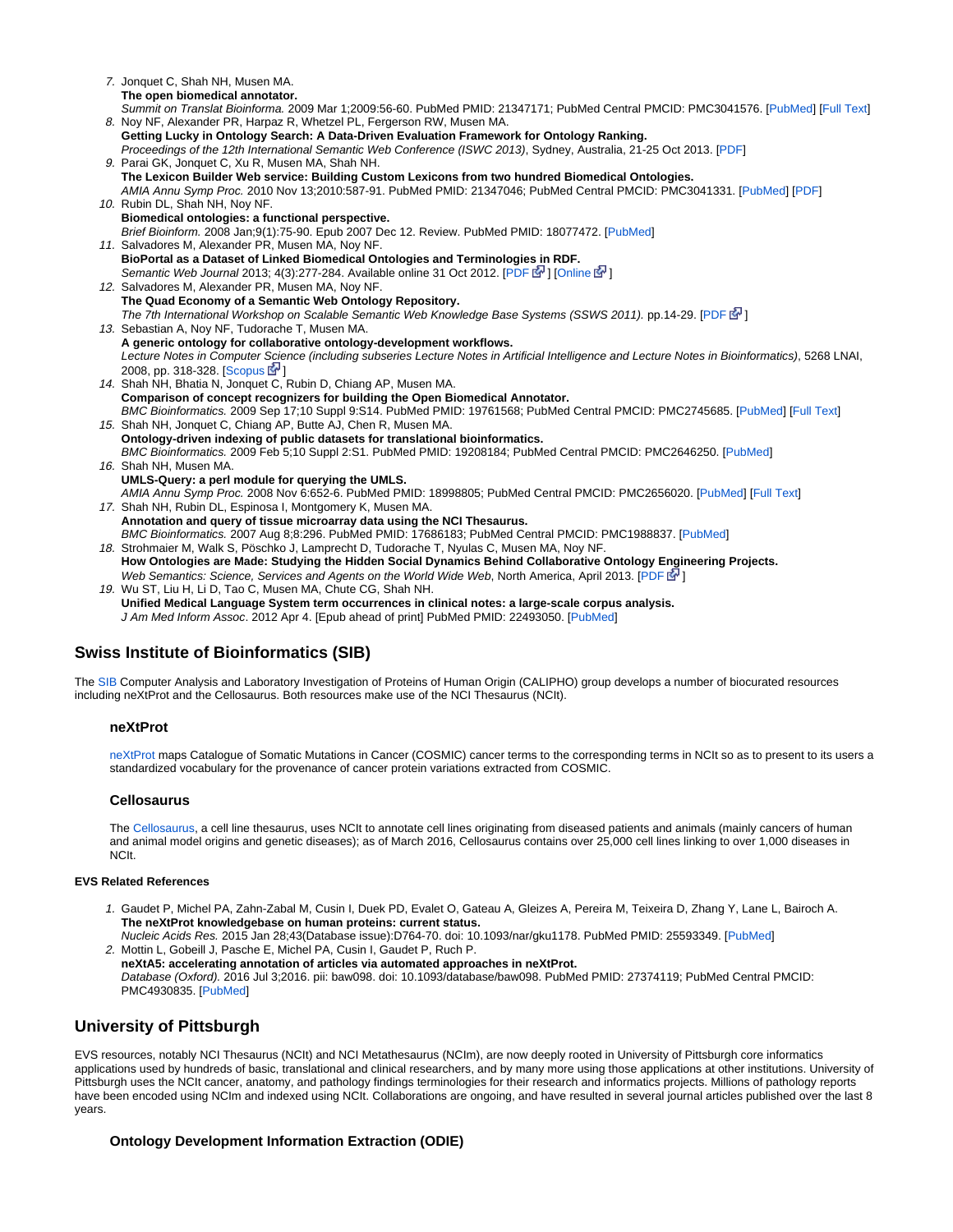7. Jonquet C, Shah NH, Musen MA.
   **The open biomedical annotator.**
   *Summit on Translat Bioinforma.* 2009 Mar 1;2009:56-60. PubMed PMID: 21347171; PubMed Central PMCID: PMC3041576. [PubMed] [Full Text]
8. Noy NF, Alexander PR, Harpaz R, Whetzel PL, Fergerson RW, Musen MA.
   **Getting Lucky in Ontology Search: A Data-Driven Evaluation Framework for Ontology Ranking.**
   *Proceedings of the 12th International Semantic Web Conference (ISWC 2013)*, Sydney, Australia, 21-25 Oct 2013. [PDF]
9. Parai GK, Jonquet C, Xu R, Musen MA, Shah NH.
   **The Lexicon Builder Web service: Building Custom Lexicons from two hundred Biomedical Ontologies.**
   *AMIA Annu Symp Proc.* 2010 Nov 13;2010:587-91. PubMed PMID: 21347046; PubMed Central PMCID: PMC3041331. [PubMed] [PDF]
10. Rubin DL, Shah NH, Noy NF.
    **Biomedical ontologies: a functional perspective.**
    *Brief Bioinform.* 2008 Jan;9(1):75-90. Epub 2007 Dec 12. Review. PubMed PMID: 18077472. [PubMed]
11. Salvadores M, Alexander PR, Musen MA, Noy NF.
    **BioPortal as a Dataset of Linked Biomedical Ontologies and Terminologies in RDF.**
    *Semantic Web Journal* 2013; 4(3):277-284. Available online 31 Oct 2012. [PDF] [Online]
12. Salvadores M, Alexander PR, Musen MA, Noy NF.
    **The Quad Economy of a Semantic Web Ontology Repository.**
    *The 7th International Workshop on Scalable Semantic Web Knowledge Base Systems (SSWS 2011).* pp.14-29. [PDF]
13. Sebastian A, Noy NF, Tudorache T, Musen MA.
    **A generic ontology for collaborative ontology-development workflows.**
    *Lecture Notes in Computer Science (including subseries Lecture Notes in Artificial Intelligence and Lecture Notes in Bioinformatics)*, 5268 LNAI, 2008, pp. 318-328. [Scopus]
14. Shah NH, Bhatia N, Jonquet C, Rubin D, Chiang AP, Musen MA.
    **Comparison of concept recognizers for building the Open Biomedical Annotator.**
    *BMC Bioinformatics.* 2009 Sep 17;10 Suppl 9:S14. PubMed PMID: 19761568; PubMed Central PMCID: PMC2745685. [PubMed] [Full Text]
15. Shah NH, Jonquet C, Chiang AP, Butte AJ, Chen R, Musen MA.
    **Ontology-driven indexing of public datasets for translational bioinformatics.**
    *BMC Bioinformatics.* 2009 Feb 5;10 Suppl 2:S1. PubMed PMID: 19208184; PubMed Central PMCID: PMC2646250. [PubMed]
16. Shah NH, Musen MA.
    **UMLS-Query: a perl module for querying the UMLS.**
    *AMIA Annu Symp Proc.* 2008 Nov 6:652-6. PubMed PMID: 18998805; PubMed Central PMCID: PMC2656020. [PubMed] [Full Text]
17. Shah NH, Rubin DL, Espinosa I, Montgomery K, Musen MA.
    **Annotation and query of tissue microarray data using the NCI Thesaurus.**
    *BMC Bioinformatics.* 2007 Aug 8;8:296. PubMed PMID: 17686183; PubMed Central PMCID: PMC1988837. [PubMed]
18. Strohmaier M, Walk S, Pöschko J, Lamprecht D, Tudorache T, Nyulas C, Musen MA, Noy NF.
    **How Ontologies are Made: Studying the Hidden Social Dynamics Behind Collaborative Ontology Engineering Projects.**
    *Web Semantics: Science, Services and Agents on the World Wide Web*, North America, April 2013. [PDF]
19. Wu ST, Liu H, Li D, Tao C, Musen MA, Chute CG, Shah NH.
    **Unified Medical Language System term occurrences in clinical notes: a large-scale corpus analysis.**
    *J Am Med Inform Assoc*. 2012 Apr 4. [Epub ahead of print] PubMed PMID: 22493050. [PubMed]

## Swiss Institute of Bioinformatics (SIB)

The SIB Computer Analysis and Laboratory Investigation of Proteins of Human Origin (CALIPHO) group develops a number of biocurated resources including neXtProt and the Cellosaurus. Both resources make use of the NCI Thesaurus (NCIt).

### neXtProt

neXtProt maps Catalogue of Somatic Mutations in Cancer (COSMIC) cancer terms to the corresponding terms in NCIt so as to present to its users a standardized vocabulary for the provenance of cancer protein variations extracted from COSMIC.

### Cellosaurus

The Cellosaurus, a cell line thesaurus, uses NCIt to annotate cell lines originating from diseased patients and animals (mainly cancers of human and animal model origins and genetic diseases); as of March 2016, Cellosaurus contains over 25,000 cell lines linking to over 1,000 diseases in NCIt.

#### EVS Related References

1. Gaudet P, Michel PA, Zahn-Zabal M, Cusin I, Duek PD, Evalet O, Gateau A, Gleizes A, Pereira M, Teixeira D, Zhang Y, Lane L, Bairoch A.
   **The neXtProt knowledgebase on human proteins: current status.**
   *Nucleic Acids Res.* 2015 Jan 28;43(Database issue):D764-70. doi: 10.1093/nar/gku1178. PubMed PMID: 25593349. [PubMed]
2. Mottin L, Gobeill J, Pasche E, Michel PA, Cusin I, Gaudet P, Ruch P.
   **neXtA5: accelerating annotation of articles via automated approaches in neXtProt.**
   *Database (Oxford).* 2016 Jul 3;2016. pii: baw098. doi: 10.1093/database/baw098. PubMed PMID: 27374119; PubMed Central PMCID: PMC4930835. [PubMed]

## University of Pittsburgh

EVS resources, notably NCI Thesaurus (NCIt) and NCI Metathesaurus (NCIm), are now deeply rooted in University of Pittsburgh core informatics applications used by hundreds of basic, translational and clinical researchers, and by many more using those applications at other institutions. University of Pittsburgh uses the NCIt cancer, anatomy, and pathology findings terminologies for their research and informatics projects. Millions of pathology reports have been encoded using NCIm and indexed using NCIt. Collaborations are ongoing, and have resulted in several journal articles published over the last 8 years.

### Ontology Development Information Extraction (ODIE)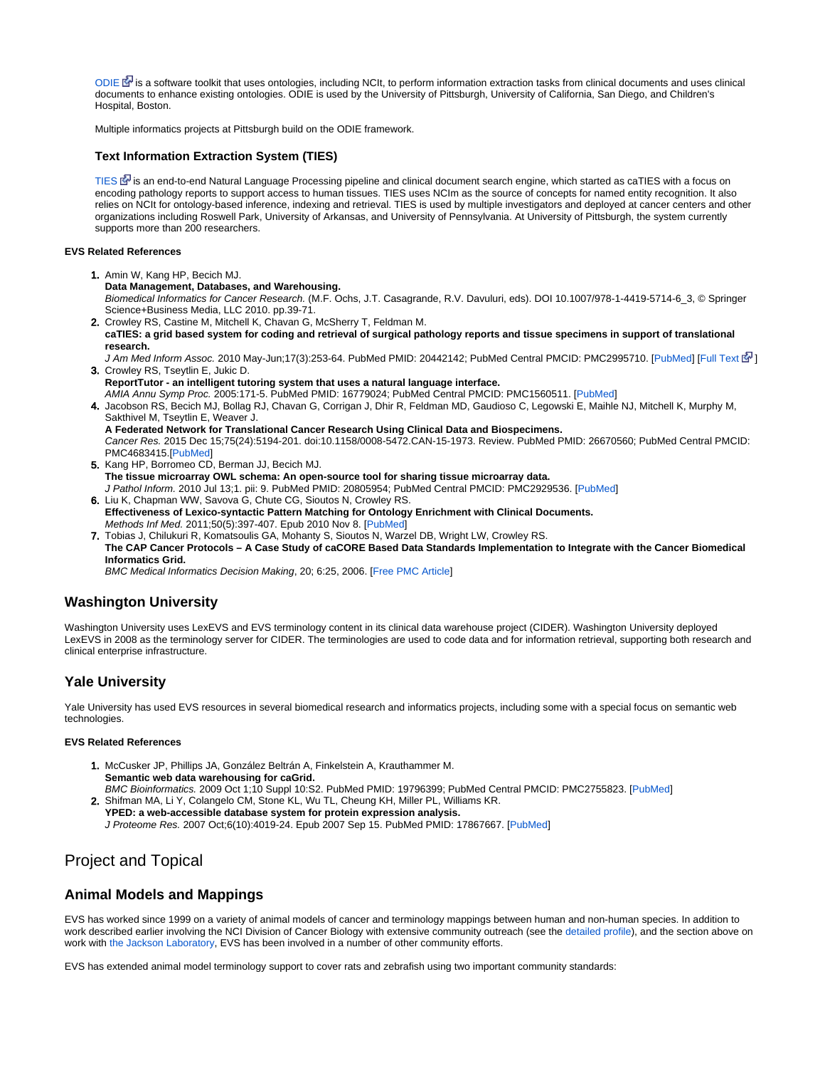ODIE is a software toolkit that uses ontologies, including NCIt, to perform information extraction tasks from clinical documents and uses clinical documents to enhance existing ontologies. ODIE is used by the University of Pittsburgh, University of California, San Diego, and Children's Hospital, Boston.

Multiple informatics projects at Pittsburgh build on the ODIE framework.

### Text Information Extraction System (TIES)

TIES is an end-to-end Natural Language Processing pipeline and clinical document search engine, which started as caTIES with a focus on encoding pathology reports to support access to human tissues. TIES uses NCIm as the source of concepts for named entity recognition. It also relies on NCIt for ontology-based inference, indexing and retrieval. TIES is used by multiple investigators and deployed at cancer centers and other organizations including Roswell Park, University of Arkansas, and University of Pennsylvania. At University of Pittsburgh, the system currently supports more than 200 researchers.

#### EVS Related References

1. Amin W, Kang HP, Becich MJ.
   **Data Management, Databases, and Warehousing.**
   *Biomedical Informatics for Cancer Research.* (M.F. Ochs, J.T. Casagrande, R.V. Davuluri, eds). DOI 10.1007/978-1-4419-5714-6_3, © Springer Science+Business Media, LLC 2010. pp.39-71.
2. Crowley RS, Castine M, Mitchell K, Chavan G, McSherry T, Feldman M.
   **caTIES: a grid based system for coding and retrieval of surgical pathology reports and tissue specimens in support of translational research.**
   *J Am Med Inform Assoc.* 2010 May-Jun;17(3):253-64. PubMed PMID: 20442142; PubMed Central PMCID: PMC2995710. [PubMed] [Full Text]
3. Crowley RS, Tseytlin E, Jukic D.
   **ReportTutor - an intelligent tutoring system that uses a natural language interface.**
   *AMIA Annu Symp Proc.* 2005:171-5. PubMed PMID: 16779024; PubMed Central PMCID: PMC1560511. [PubMed]
4. Jacobson RS, Becich MJ, Bollag RJ, Chavan G, Corrigan J, Dhir R, Feldman MD, Gaudioso C, Legowski E, Maihle NJ, Mitchell K, Murphy M, Sakthivel M, Tseytlin E, Weaver J.
   **A Federated Network for Translational Cancer Research Using Clinical Data and Biospecimens.**
   *Cancer Res.* 2015 Dec 15;75(24):5194-201. doi:10.1158/0008-5472.CAN-15-1973. Review. PubMed PMID: 26670560; PubMed Central PMCID: PMC4683415.[PubMed]
5. Kang HP, Borromeo CD, Berman JJ, Becich MJ.
   **The tissue microarray OWL schema: An open-source tool for sharing tissue microarray data.**
   *J Pathol Inform.* 2010 Jul 13;1. pii: 9. PubMed PMID: 20805954; PubMed Central PMCID: PMC2929536. [PubMed]
6. Liu K, Chapman WW, Savova G, Chute CG, Sioutos N, Crowley RS.
   **Effectiveness of Lexico-syntactic Pattern Matching for Ontology Enrichment with Clinical Documents.**
   *Methods Inf Med.* 2011;50(5):397-407. Epub 2010 Nov 8. [PubMed]
7. Tobias J, Chilukuri R, Komatsoulis GA, Mohanty S, Sioutos N, Warzel DB, Wright LW, Crowley RS.
   **The CAP Cancer Protocols – A Case Study of caCORE Based Data Standards Implementation to Integrate with the Cancer Biomedical Informatics Grid.**
   *BMC Medical Informatics Decision Making*, 20; 6:25, 2006. [Free PMC Article]

## Washington University

Washington University uses LexEVS and EVS terminology content in its clinical data warehouse project (CIDER). Washington University deployed LexEVS in 2008 as the terminology server for CIDER. The terminologies are used to code data and for information retrieval, supporting both research and clinical enterprise infrastructure.

## Yale University

Yale University has used EVS resources in several biomedical research and informatics projects, including some with a special focus on semantic web technologies.

#### EVS Related References

1. McCusker JP, Phillips JA, González Beltrán A, Finkelstein A, Krauthammer M.
   **Semantic web data warehousing for caGrid.**
   *BMC Bioinformatics.* 2009 Oct 1;10 Suppl 10:S2. PubMed PMID: 19796399; PubMed Central PMCID: PMC2755823. [PubMed]
2. Shifman MA, Li Y, Colangelo CM, Stone KL, Wu TL, Cheung KH, Miller PL, Williams KR.
   **YPED: a web-accessible database system for protein expression analysis.**
   *J Proteome Res.* 2007 Oct;6(10):4019-24. Epub 2007 Sep 15. PubMed PMID: 17867667. [PubMed]

# Project and Topical

## Animal Models and Mappings

EVS has worked since 1999 on a variety of animal models of cancer and terminology mappings between human and non-human species. In addition to work described earlier involving the NCI Division of Cancer Biology with extensive community outreach (see the detailed profile), and the section above on work with the Jackson Laboratory, EVS has been involved in a number of other community efforts.

EVS has extended animal model terminology support to cover rats and zebrafish using two important community standards: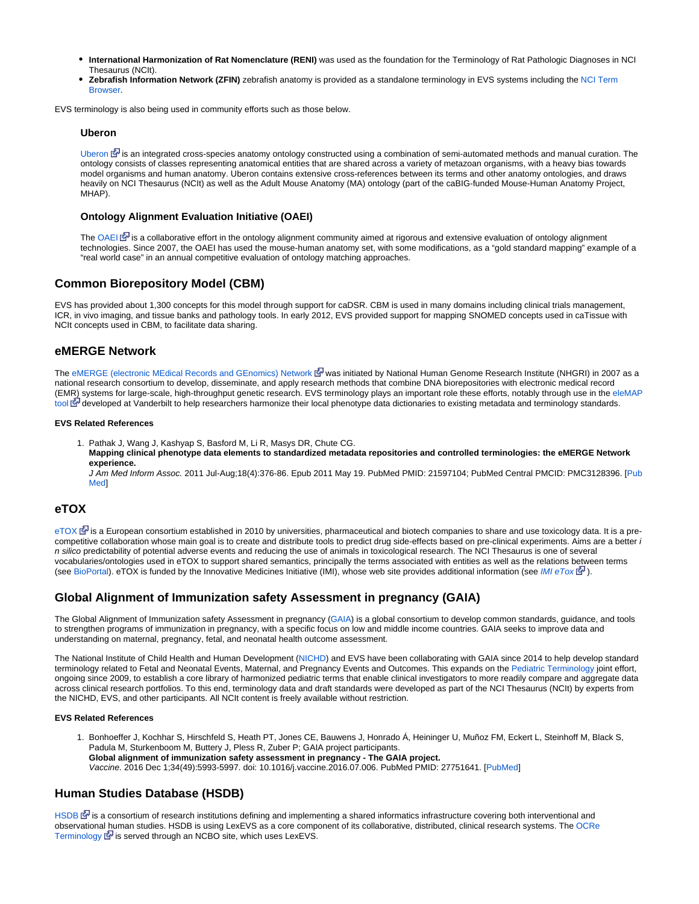- **International Harmonization of Rat Nomenclature (RENI)** was used as the foundation for the Terminology of Rat Pathologic Diagnoses in NCI Thesaurus (NCIt).
- **Zebrafish Information Network (ZFIN)** zebrafish anatomy is provided as a standalone terminology in EVS systems including the NCI Term Browser.

EVS terminology is also being used in community efforts such as those below.

### Uberon

Uberon is an integrated cross-species anatomy ontology constructed using a combination of semi-automated methods and manual curation. The ontology consists of classes representing anatomical entities that are shared across a variety of metazoan organisms, with a heavy bias towards model organisms and human anatomy. Uberon contains extensive cross-references between its terms and other anatomy ontologies, and draws heavily on NCI Thesaurus (NCIt) as well as the Adult Mouse Anatomy (MA) ontology (part of the caBIG-funded Mouse-Human Anatomy Project, MHAP).

### Ontology Alignment Evaluation Initiative (OAEI)

The OAEI is a collaborative effort in the ontology alignment community aimed at rigorous and extensive evaluation of ontology alignment technologies. Since 2007, the OAEI has used the mouse-human anatomy set, with some modifications, as a "gold standard mapping" example of a "real world case" in an annual competitive evaluation of ontology matching approaches.

## Common Biorepository Model (CBM)

EVS has provided about 1,300 concepts for this model through support for caDSR. CBM is used in many domains including clinical trials management, ICR, in vivo imaging, and tissue banks and pathology tools. In early 2012, EVS provided support for mapping SNOMED concepts used in caTissue with NCIt concepts used in CBM, to facilitate data sharing.

## eMERGE Network

The eMERGE (electronic MEdical Records and GEnomics) Network was initiated by National Human Genome Research Institute (NHGRI) in 2007 as a national research consortium to develop, disseminate, and apply research methods that combine DNA biorepositories with electronic medical record (EMR) systems for large-scale, high-throughput genetic research. EVS terminology plays an important role these efforts, notably through use in the eleMAP tool developed at Vanderbilt to help researchers harmonize their local phenotype data dictionaries to existing metadata and terminology standards.

#### EVS Related References

1. Pathak J, Wang J, Kashyap S, Basford M, Li R, Masys DR, Chute CG.
   **Mapping clinical phenotype data elements to standardized metadata repositories and controlled terminologies: the eMERGE Network experience.**
   *J Am Med Inform Assoc.* 2011 Jul-Aug;18(4):376-86. Epub 2011 May 19. PubMed PMID: 21597104; PubMed Central PMCID: PMC3128396. [PubMed]

## eTOX

eTOX is a European consortium established in 2010 by universities, pharmaceutical and biotech companies to share and use toxicology data. It is a pre-competitive collaboration whose main goal is to create and distribute tools to predict drug side-effects based on pre-clinical experiments. Aims are a better *in silico* predictability of potential adverse events and reducing the use of animals in toxicological research. The NCI Thesaurus is one of several vocabularies/ontologies used in eTOX to support shared semantics, principally the terms associated with entities as well as the relations between terms (see BioPortal). eTOX is funded by the Innovative Medicines Initiative (IMI), whose web site provides additional information (see *IMI eTox*).

## Global Alignment of Immunization safety Assessment in pregnancy (GAIA)

The Global Alignment of Immunization safety Assessment in pregnancy (GAIA) is a global consortium to develop common standards, guidance, and tools to strengthen programs of immunization in pregnancy, with a specific focus on low and middle income countries. GAIA seeks to improve data and understanding on maternal, pregnancy, fetal, and neonatal health outcome assessment.

The National Institute of Child Health and Human Development (NICHD) and EVS have been collaborating with GAIA since 2014 to help develop standard terminology related to Fetal and Neonatal Events, Maternal, and Pregnancy Events and Outcomes. This expands on the Pediatric Terminology joint effort, ongoing since 2009, to establish a core library of harmonized pediatric terms that enable clinical investigators to more readily compare and aggregate data across clinical research portfolios. To this end, terminology data and draft standards were developed as part of the NCI Thesaurus (NCIt) by experts from the NICHD, EVS, and other participants. All NCIt content is freely available without restriction.

#### EVS Related References

1. Bonhoeffer J, Kochhar S, Hirschfeld S, Heath PT, Jones CE, Bauwens J, Honrado Á, Heininger U, Muñoz FM, Eckert L, Steinhoff M, Black S, Padula M, Sturkenboom M, Buttery J, Pless R, Zuber P; GAIA project participants.
   **Global alignment of immunization safety assessment in pregnancy - The GAIA project.**
   *Vaccine.* 2016 Dec 1;34(49):5993-5997. doi: 10.1016/j.vaccine.2016.07.006. PubMed PMID: 27751641. [PubMed]

## Human Studies Database (HSDB)

HSDB is a consortium of research institutions defining and implementing a shared informatics infrastructure covering both interventional and observational human studies. HSDB is using LexEVS as a core component of its collaborative, distributed, clinical research systems. The OCRe Terminology is served through an NCBO site, which uses LexEVS.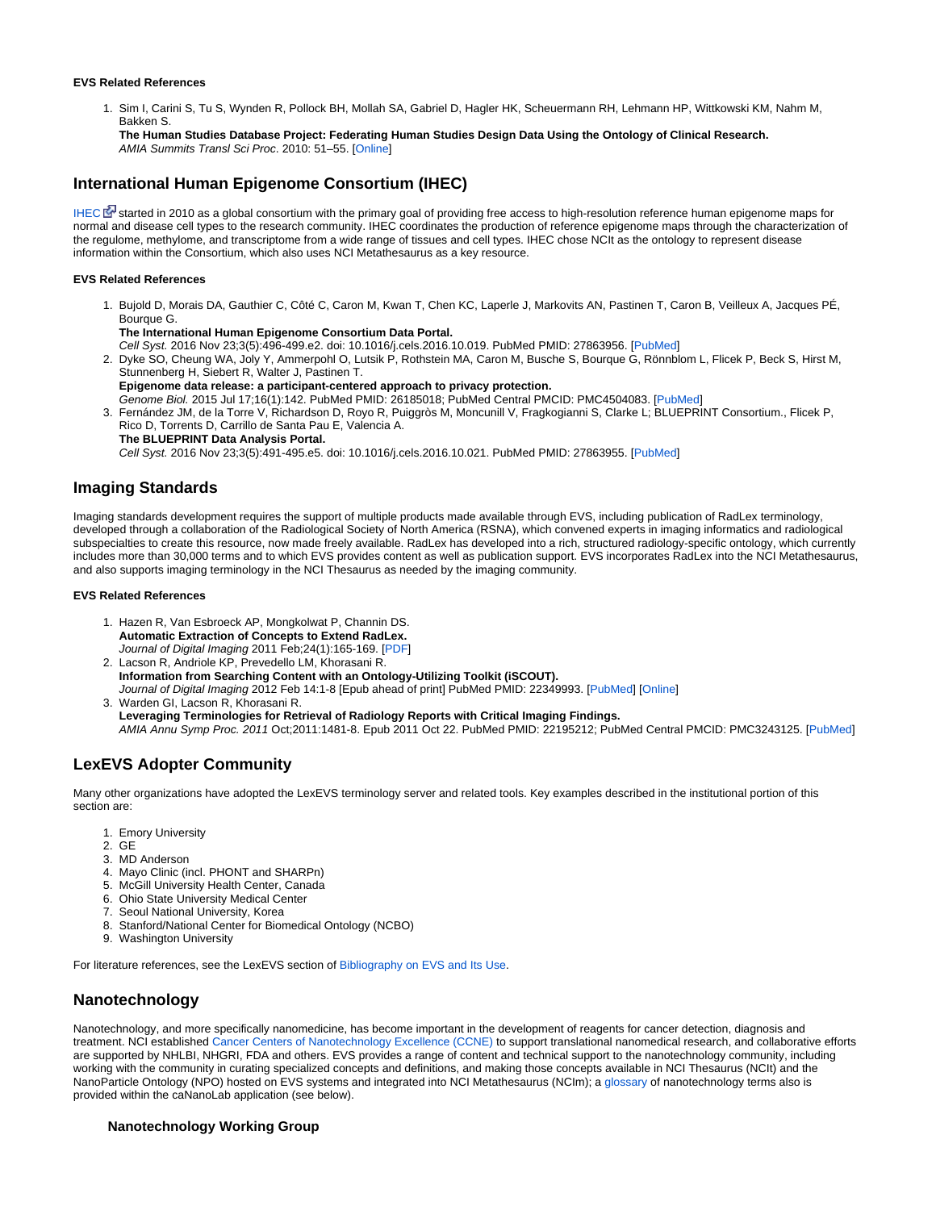**EVS Related References**

1. Sim I, Carini S, Tu S, Wynden R, Pollock BH, Mollah SA, Gabriel D, Hagler HK, Scheuermann RH, Lehmann HP, Wittkowski KM, Nahm M, Bakken S.
   **The Human Studies Database Project: Federating Human Studies Design Data Using the Ontology of Clinical Research.**
   *AMIA Summits Transl Sci Proc*. 2010: 51–55. [Online]

## International Human Epigenome Consortium (IHEC)

IHEC started in 2010 as a global consortium with the primary goal of providing free access to high-resolution reference human epigenome maps for normal and disease cell types to the research community. IHEC coordinates the production of reference epigenome maps through the characterization of the regulome, methylome, and transcriptome from a wide range of tissues and cell types. IHEC chose NCIt as the ontology to represent disease information within the Consortium, which also uses NCI Metathesaurus as a key resource.

**EVS Related References**

1. Bujold D, Morais DA, Gauthier C, Côté C, Caron M, Kwan T, Chen KC, Laperle J, Markovits AN, Pastinen T, Caron B, Veilleux A, Jacques PÉ, Bourque G.
   **The International Human Epigenome Consortium Data Portal.**
   *Cell Syst.* 2016 Nov 23;3(5):496-499.e2. doi: 10.1016/j.cels.2016.10.019. PubMed PMID: 27863956. [PubMed]
2. Dyke SO, Cheung WA, Joly Y, Ammerpohl O, Lutsik P, Rothstein MA, Caron M, Busche S, Bourque G, Rönnblom L, Flicek P, Beck S, Hirst M, Stunnenberg H, Siebert R, Walter J, Pastinen T.
   **Epigenome data release: a participant-centered approach to privacy protection.**
   *Genome Biol.* 2015 Jul 17;16(1):142. PubMed PMID: 26185018; PubMed Central PMCID: PMC4504083. [PubMed]
3. Fernández JM, de la Torre V, Richardson D, Royo R, Puiggròs M, Moncunill V, Fragkogianni S, Clarke L; BLUEPRINT Consortium., Flicek P, Rico D, Torrents D, Carrillo de Santa Pau E, Valencia A.
   **The BLUEPRINT Data Analysis Portal.**
   *Cell Syst.* 2016 Nov 23;3(5):491-495.e5. doi: 10.1016/j.cels.2016.10.021. PubMed PMID: 27863955. [PubMed]

## Imaging Standards

Imaging standards development requires the support of multiple products made available through EVS, including publication of RadLex terminology, developed through a collaboration of the Radiological Society of North America (RSNA), which convened experts in imaging informatics and radiological subspecialties to create this resource, now made freely available. RadLex has developed into a rich, structured radiology-specific ontology, which currently includes more than 30,000 terms and to which EVS provides content as well as publication support. EVS incorporates RadLex into the NCI Metathesaurus, and also supports imaging terminology in the NCI Thesaurus as needed by the imaging community.

**EVS Related References**

1. Hazen R, Van Esbroeck AP, Mongkolwat P, Channin DS.
   **Automatic Extraction of Concepts to Extend RadLex.**
   *Journal of Digital Imaging* 2011 Feb;24(1):165-169. [PDF]
2. Lacson R, Andriole KP, Prevedello LM, Khorasani R.
   **Information from Searching Content with an Ontology-Utilizing Toolkit (iSCOUT).**
   *Journal of Digital Imaging* 2012 Feb 14:1-8 [Epub ahead of print] PubMed PMID: 22349993. [PubMed] [Online]
3. Warden GI, Lacson R, Khorasani R.
   **Leveraging Terminologies for Retrieval of Radiology Reports with Critical Imaging Findings.**
   *AMIA Annu Symp Proc. 2011* Oct;2011:1481-8. Epub 2011 Oct 22. PubMed PMID: 22195212; PubMed Central PMCID: PMC3243125. [PubMed]

## LexEVS Adopter Community

Many other organizations have adopted the LexEVS terminology server and related tools. Key examples described in the institutional portion of this section are:

1. Emory University
2. GE
3. MD Anderson
4. Mayo Clinic (incl. PHONT and SHARPn)
5. McGill University Health Center, Canada
6. Ohio State University Medical Center
7. Seoul National University, Korea
8. Stanford/National Center for Biomedical Ontology (NCBO)
9. Washington University

For literature references, see the LexEVS section of Bibliography on EVS and Its Use.

## Nanotechnology

Nanotechnology, and more specifically nanomedicine, has become important in the development of reagents for cancer detection, diagnosis and treatment. NCI established Cancer Centers of Nanotechnology Excellence (CCNE) to support translational nanomedical research, and collaborative efforts are supported by NHLBI, NHGRI, FDA and others. EVS provides a range of content and technical support to the nanotechnology community, including working with the community in curating specialized concepts and definitions, and making those concepts available in NCI Thesaurus (NCIt) and the NanoParticle Ontology (NPO) hosted on EVS systems and integrated into NCI Metathesaurus (NCIm); a glossary of nanotechnology terms also is provided within the caNanoLab application (see below).

### Nanotechnology Working Group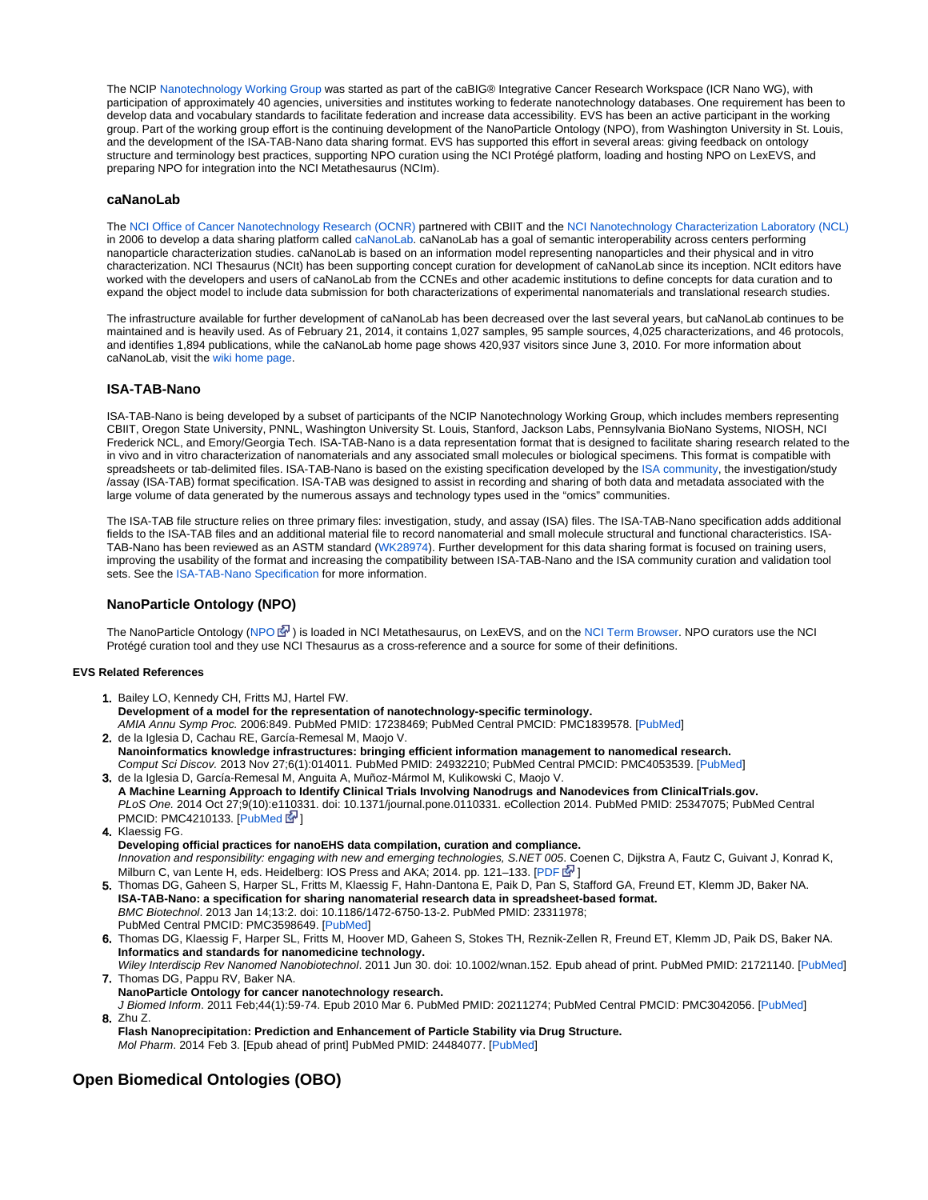The NCIP Nanotechnology Working Group was started as part of the caBIG® Integrative Cancer Research Workspace (ICR Nano WG), with participation of approximately 40 agencies, universities and institutes working to federate nanotechnology databases. One requirement has been to develop data and vocabulary standards to facilitate federation and increase data accessibility. EVS has been an active participant in the working group. Part of the working group effort is the continuing development of the NanoParticle Ontology (NPO), from Washington University in St. Louis, and the development of the ISA-TAB-Nano data sharing format. EVS has supported this effort in several areas: giving feedback on ontology structure and terminology best practices, supporting NPO curation using the NCI Protégé platform, loading and hosting NPO on LexEVS, and preparing NPO for integration into the NCI Metathesaurus (NCIm).

### caNanoLab

The NCI Office of Cancer Nanotechnology Research (OCNR) partnered with CBIIT and the NCI Nanotechnology Characterization Laboratory (NCL) in 2006 to develop a data sharing platform called caNanoLab. caNanoLab has a goal of semantic interoperability across centers performing nanoparticle characterization studies. caNanoLab is based on an information model representing nanoparticles and their physical and in vitro characterization. NCI Thesaurus (NCIt) has been supporting concept curation for development of caNanoLab since its inception. NCIt editors have worked with the developers and users of caNanoLab from the CCNEs and other academic institutions to define concepts for data curation and to expand the object model to include data submission for both characterizations of experimental nanomaterials and translational research studies.

The infrastructure available for further development of caNanoLab has been decreased over the last several years, but caNanoLab continues to be maintained and is heavily used. As of February 21, 2014, it contains 1,027 samples, 95 sample sources, 4,025 characterizations, and 46 protocols, and identifies 1,894 publications, while the caNanoLab home page shows 420,937 visitors since June 3, 2010. For more information about caNanoLab, visit the wiki home page.

### ISA-TAB-Nano

ISA-TAB-Nano is being developed by a subset of participants of the NCIP Nanotechnology Working Group, which includes members representing CBIIT, Oregon State University, PNNL, Washington University St. Louis, Stanford, Jackson Labs, Pennsylvania BioNano Systems, NIOSH, NCI Frederick NCL, and Emory/Georgia Tech. ISA-TAB-Nano is a data representation format that is designed to facilitate sharing research related to the in vivo and in vitro characterization of nanomaterials and any associated small molecules or biological specimens. This format is compatible with spreadsheets or tab-delimited files. ISA-TAB-Nano is based on the existing specification developed by the ISA community, the investigation/study /assay (ISA-TAB) format specification. ISA-TAB was designed to assist in recording and sharing of both data and metadata associated with the large volume of data generated by the numerous assays and technology types used in the "omics" communities.

The ISA-TAB file structure relies on three primary files: investigation, study, and assay (ISA) files. The ISA-TAB-Nano specification adds additional fields to the ISA-TAB files and an additional material file to record nanomaterial and small molecule structural and functional characteristics. ISA-TAB-Nano has been reviewed as an ASTM standard (WK28974). Further development for this data sharing format is focused on training users, improving the usability of the format and increasing the compatibility between ISA-TAB-Nano and the ISA community curation and validation tool sets. See the ISA-TAB-Nano Specification for more information.

### NanoParticle Ontology (NPO)

The NanoParticle Ontology (NPO) is loaded in NCI Metathesaurus, on LexEVS, and on the NCI Term Browser. NPO curators use the NCI Protégé curation tool and they use NCI Thesaurus as a cross-reference and a source for some of their definitions.

#### EVS Related References

1. Bailey LO, Kennedy CH, Fritts MJ, Hartel FW.
**Development of a model for the representation of nanotechnology-specific terminology.**
*AMIA Annu Symp Proc.* 2006:849. PubMed PMID: 17238469; PubMed Central PMCID: PMC1839578. [PubMed]
2. de la Iglesia D, Cachau RE, García-Remesal M, Maojo V.
**Nanoinformatics knowledge infrastructures: bringing efficient information management to nanomedical research.**
*Comput Sci Discov.* 2013 Nov 27;6(1):014011. PubMed PMID: 24932210; PubMed Central PMCID: PMC4053539. [PubMed]
3. de la Iglesia D, García-Remesal M, Anguita A, Muñoz-Mármol M, Kulikowski C, Maojo V.
**A Machine Learning Approach to Identify Clinical Trials Involving Nanodrugs and Nanodevices from ClinicalTrials.gov.**
*PLoS One.* 2014 Oct 27;9(10):e110331. doi: 10.1371/journal.pone.0110331. eCollection 2014. PubMed PMID: 25347075; PubMed Central PMCID: PMC4210133. [PubMed]
4. Klaessig FG.
**Developing official practices for nanoEHS data compilation, curation and compliance.**
*Innovation and responsibility: engaging with new and emerging technologies, S.NET 005*. Coenen C, Dijkstra A, Fautz C, Guivant J, Konrad K, Milburn C, van Lente H, eds. Heidelberg: IOS Press and AKA; 2014. pp. 121–133. [PDF]
5. Thomas DG, Gaheen S, Harper SL, Fritts M, Klaessig F, Hahn-Dantona E, Paik D, Pan S, Stafford GA, Freund ET, Klemm JD, Baker NA.
**ISA-TAB-Nano: a specification for sharing nanomaterial research data in spreadsheet-based format.**
*BMC Biotechnol*. 2013 Jan 14;13:2. doi: 10.1186/1472-6750-13-2. PubMed PMID: 23311978; PubMed Central PMCID: PMC3598649. [PubMed]
6. Thomas DG, Klaessig F, Harper SL, Fritts M, Hoover MD, Gaheen S, Stokes TH, Reznik-Zellen R, Freund ET, Klemm JD, Paik DS, Baker NA.
**Informatics and standards for nanomedicine technology.**
*Wiley Interdiscip Rev Nanomed Nanobiotechnol*. 2011 Jun 30. doi: 10.1002/wnan.152. Epub ahead of print. PubMed PMID: 21721140. [PubMed]
7. Thomas DG, Pappu RV, Baker NA.
**NanoParticle Ontology for cancer nanotechnology research.**
*J Biomed Inform*. 2011 Feb;44(1):59-74. Epub 2010 Mar 6. PubMed PMID: 20211274; PubMed Central PMCID: PMC3042056. [PubMed]
8. Zhu Z.
**Flash Nanoprecipitation: Prediction and Enhancement of Particle Stability via Drug Structure.**
*Mol Pharm*. 2014 Feb 3. [Epub ahead of print] PubMed PMID: 24484077. [PubMed]

## Open Biomedical Ontologies (OBO)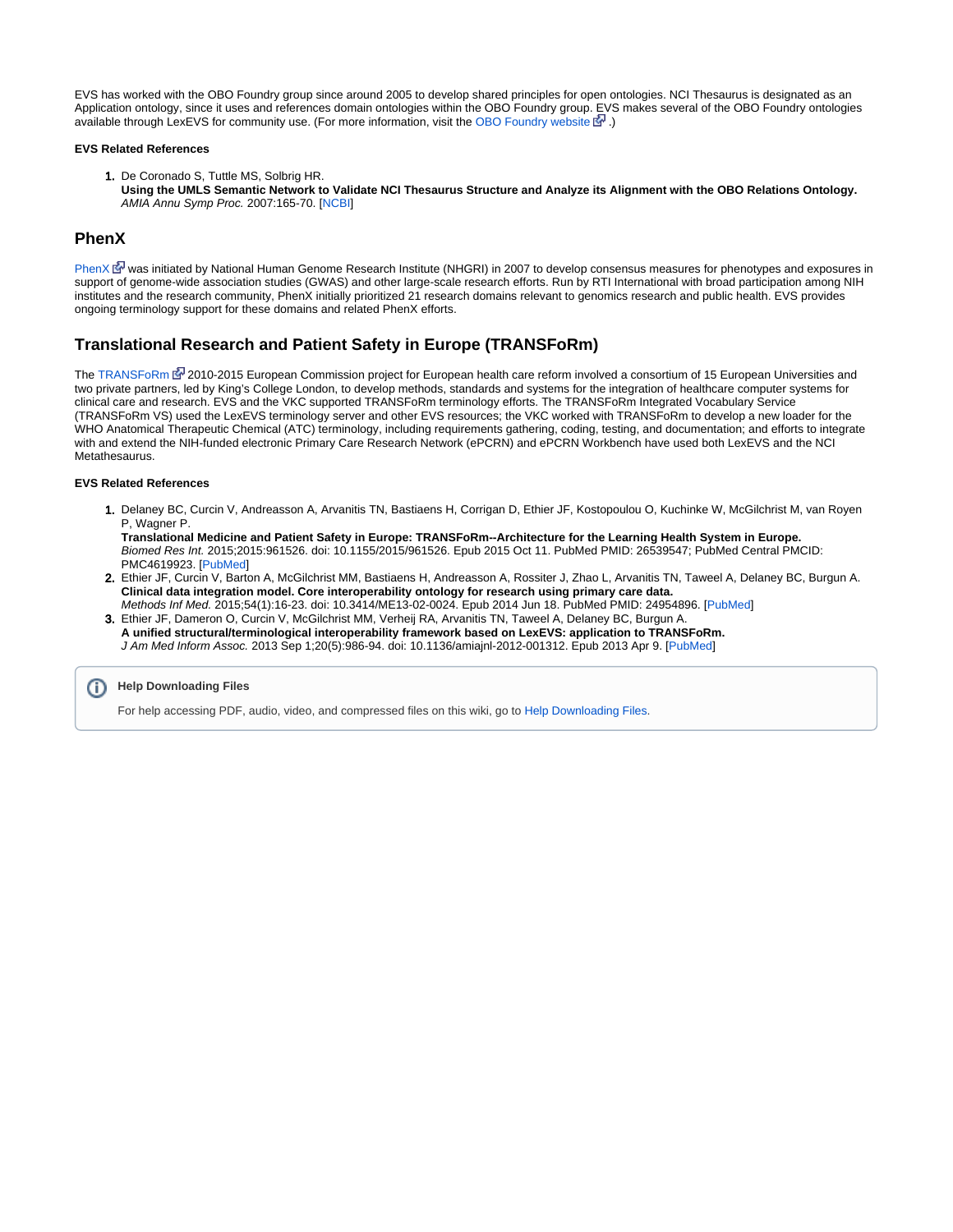EVS has worked with the OBO Foundry group since around 2005 to develop shared principles for open ontologies. NCI Thesaurus is designated as an Application ontology, since it uses and references domain ontologies within the OBO Foundry group. EVS makes several of the OBO Foundry ontologies available through LexEVS for community use. (For more information, visit the OBO Foundry website .)

#### EVS Related References

1. De Coronado S, Tuttle MS, Solbrig HR.
   **Using the UMLS Semantic Network to Validate NCI Thesaurus Structure and Analyze its Alignment with the OBO Relations Ontology.**
   *AMIA Annu Symp Proc.* 2007:165-70. [NCBI]

## PhenX

PhenX was initiated by National Human Genome Research Institute (NHGRI) in 2007 to develop consensus measures for phenotypes and exposures in support of genome-wide association studies (GWAS) and other large-scale research efforts. Run by RTI International with broad participation among NIH institutes and the research community, PhenX initially prioritized 21 research domains relevant to genomics research and public health. EVS provides ongoing terminology support for these domains and related PhenX efforts.

## Translational Research and Patient Safety in Europe (TRANSFoRm)

The TRANSFoRm 2010-2015 European Commission project for European health care reform involved a consortium of 15 European Universities and two private partners, led by King's College London, to develop methods, standards and systems for the integration of healthcare computer systems for clinical care and research. EVS and the VKC supported TRANSFoRm terminology efforts. The TRANSFoRm Integrated Vocabulary Service (TRANSFoRm VS) used the LexEVS terminology server and other EVS resources; the VKC worked with TRANSFoRm to develop a new loader for the WHO Anatomical Therapeutic Chemical (ATC) terminology, including requirements gathering, coding, testing, and documentation; and efforts to integrate with and extend the NIH-funded electronic Primary Care Research Network (ePCRN) and ePCRN Workbench have used both LexEVS and the NCI Metathesaurus.

#### EVS Related References

1. Delaney BC, Curcin V, Andreasson A, Arvanitis TN, Bastiaens H, Corrigan D, Ethier JF, Kostopoulou O, Kuchinke W, McGilchrist M, van Royen P, Wagner P.
   **Translational Medicine and Patient Safety in Europe: TRANSFoRm--Architecture for the Learning Health System in Europe.**
   *Biomed Res Int.* 2015;2015:961526. doi: 10.1155/2015/961526. Epub 2015 Oct 11. PubMed PMID: 26539547; PubMed Central PMCID: PMC4619923. [PubMed]
2. Ethier JF, Curcin V, Barton A, McGilchrist MM, Bastiaens H, Andreasson A, Rossiter J, Zhao L, Arvanitis TN, Taweel A, Delaney BC, Burgun A.
   **Clinical data integration model. Core interoperability ontology for research using primary care data.**
   *Methods Inf Med.* 2015;54(1):16-23. doi: 10.3414/ME13-02-0024. Epub 2014 Jun 18. PubMed PMID: 24954896. [PubMed]
3. Ethier JF, Dameron O, Curcin V, McGilchrist MM, Verheij RA, Arvanitis TN, Taweel A, Delaney BC, Burgun A.
   **A unified structural/terminological interoperability framework based on LexEVS: application to TRANSFoRm.**
   *J Am Med Inform Assoc.* 2013 Sep 1;20(5):986-94. doi: 10.1136/amiajnl-2012-001312. Epub 2013 Apr 9. [PubMed]

> **Help Downloading Files**
>
> For help accessing PDF, audio, video, and compressed files on this wiki, go to Help Downloading Files.